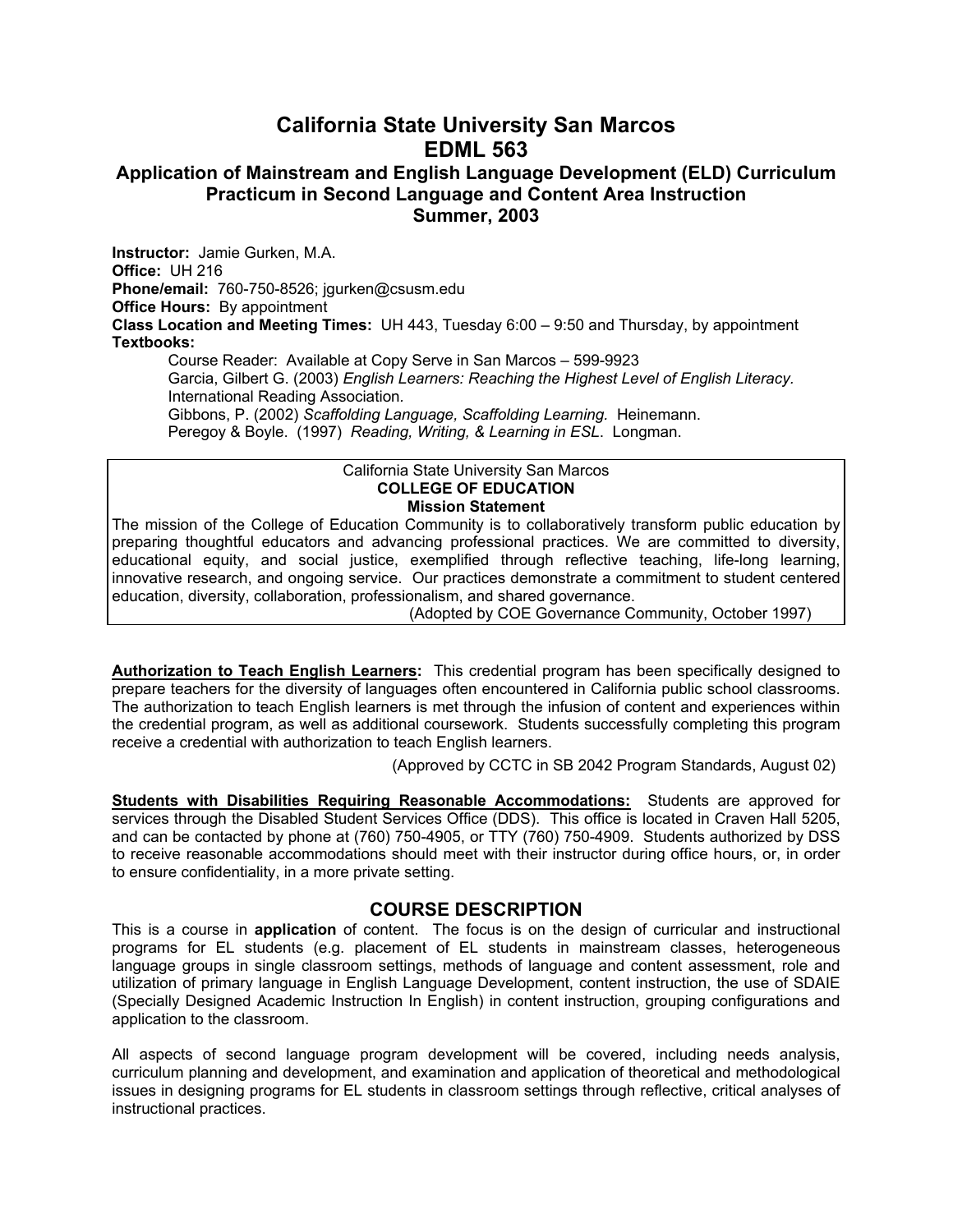# California State University San Marcos
# EDML 563
## Application of Mainstream and English Language Development (ELD) Curriculum Practicum in Second Language and Content Area Instruction
## Summer, 2003

**Instructor:** Jamie Gurken, M.A.
**Office:** UH 216
**Phone/email:** 760-750-8526; jgurken@csusm.edu
**Office Hours:** By appointment
**Class Location and Meeting Times:** UH 443, Tuesday 6:00 – 9:50 and Thursday, by appointment
**Textbooks:**

Course Reader: Available at Copy Serve in San Marcos – 599-9923
Garcia, Gilbert G. (2003) *English Learners: Reaching the Highest Level of English Literacy*. International Reading Association.
Gibbons, P. (2002) *Scaffolding Language, Scaffolding Learning.* Heinemann.
Peregoy & Boyle. (1997) *Reading, Writing, & Learning in ESL*. Longman.

California State University San Marcos
**COLLEGE OF EDUCATION**
**Mission Statement**

The mission of the College of Education Community is to collaboratively transform public education by preparing thoughtful educators and advancing professional practices. We are committed to diversity, educational equity, and social justice, exemplified through reflective teaching, life-long learning, innovative research, and ongoing service. Our practices demonstrate a commitment to student centered education, diversity, collaboration, professionalism, and shared governance.

(Adopted by COE Governance Community, October 1997)

**Authorization to Teach English Learners:** This credential program has been specifically designed to prepare teachers for the diversity of languages often encountered in California public school classrooms. The authorization to teach English learners is met through the infusion of content and experiences within the credential program, as well as additional coursework. Students successfully completing this program receive a credential with authorization to teach English learners.

(Approved by CCTC in SB 2042 Program Standards, August 02)

**Students with Disabilities Requiring Reasonable Accommodations:** Students are approved for services through the Disabled Student Services Office (DDS). This office is located in Craven Hall 5205, and can be contacted by phone at (760) 750-4905, or TTY (760) 750-4909. Students authorized by DSS to receive reasonable accommodations should meet with their instructor during office hours, or, in order to ensure confidentiality, in a more private setting.

## COURSE DESCRIPTION

This is a course in **application** of content. The focus is on the design of curricular and instructional programs for EL students (e.g. placement of EL students in mainstream classes, heterogeneous language groups in single classroom settings, methods of language and content assessment, role and utilization of primary language in English Language Development, content instruction, the use of SDAIE (Specially Designed Academic Instruction In English) in content instruction, grouping configurations and application to the classroom.

All aspects of second language program development will be covered, including needs analysis, curriculum planning and development, and examination and application of theoretical and methodological issues in designing programs for EL students in classroom settings through reflective, critical analyses of instructional practices.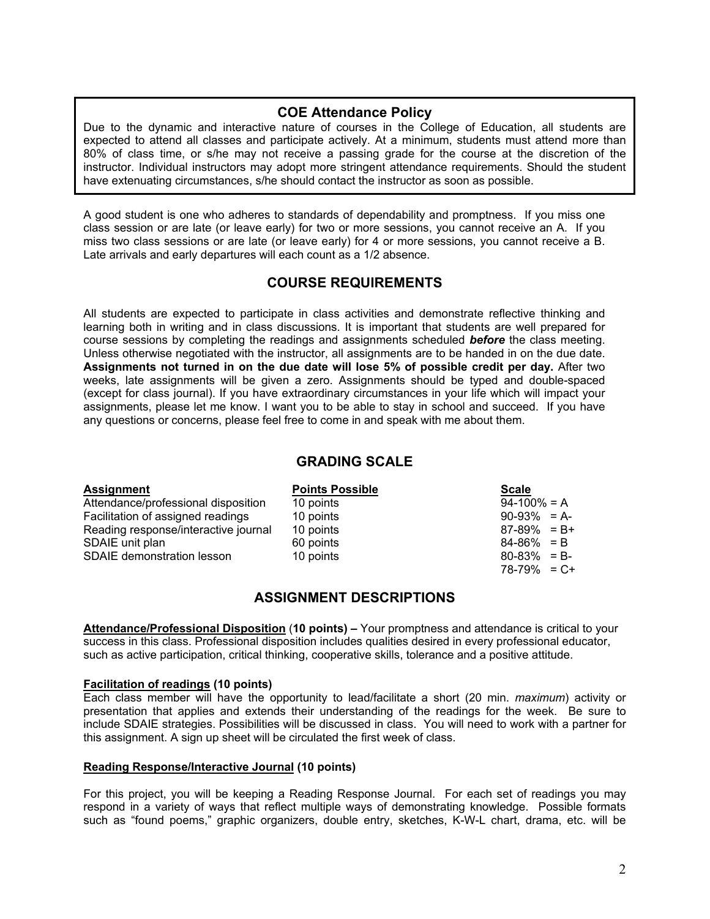## COE Attendance Policy

Due to the dynamic and interactive nature of courses in the College of Education, all students are expected to attend all classes and participate actively. At a minimum, students must attend more than 80% of class time, or s/he may not receive a passing grade for the course at the discretion of the instructor. Individual instructors may adopt more stringent attendance requirements. Should the student have extenuating circumstances, s/he should contact the instructor as soon as possible.

A good student is one who adheres to standards of dependability and promptness. If you miss one class session or are late (or leave early) for two or more sessions, you cannot receive an A. If you miss two class sessions or are late (or leave early) for 4 or more sessions, you cannot receive a B. Late arrivals and early departures will each count as a 1/2 absence.

## COURSE REQUIREMENTS

All students are expected to participate in class activities and demonstrate reflective thinking and learning both in writing and in class discussions. It is important that students are well prepared for course sessions by completing the readings and assignments scheduled ***before*** the class meeting. Unless otherwise negotiated with the instructor, all assignments are to be handed in on the due date. **Assignments not turned in on the due date will lose 5% of possible credit per day.** After two weeks, late assignments will be given a zero. Assignments should be typed and double-spaced (except for class journal). If you have extraordinary circumstances in your life which will impact your assignments, please let me know. I want you to be able to stay in school and succeed. If you have any questions or concerns, please feel free to come in and speak with me about them.

## GRADING SCALE

| Assignment | Points Possible | Scale |
|---|---|---|
| Attendance/professional disposition | 10 points | 94-100% = A |
| Facilitation of assigned readings | 10 points | 90-93% = A- |
| Reading response/interactive journal | 10 points | 87-89% = B+ |
| SDAIE unit plan | 60 points | 84-86% = B |
| SDAIE demonstration lesson | 10 points | 80-83% = B- |
| | | 78-79% = C+ |

## ASSIGNMENT DESCRIPTIONS

**Attendance/Professional Disposition (10 points) –** Your promptness and attendance is critical to your success in this class. Professional disposition includes qualities desired in every professional educator, such as active participation, critical thinking, cooperative skills, tolerance and a positive attitude.

**Facilitation of readings (10 points)**

Each class member will have the opportunity to lead/facilitate a short (20 min. *maximum*) activity or presentation that applies and extends their understanding of the readings for the week. Be sure to include SDAIE strategies. Possibilities will be discussed in class. You will need to work with a partner for this assignment. A sign up sheet will be circulated the first week of class.

**Reading Response/Interactive Journal (10 points)**

For this project, you will be keeping a Reading Response Journal. For each set of readings you may respond in a variety of ways that reflect multiple ways of demonstrating knowledge. Possible formats such as "found poems," graphic organizers, double entry, sketches, K-W-L chart, drama, etc. will be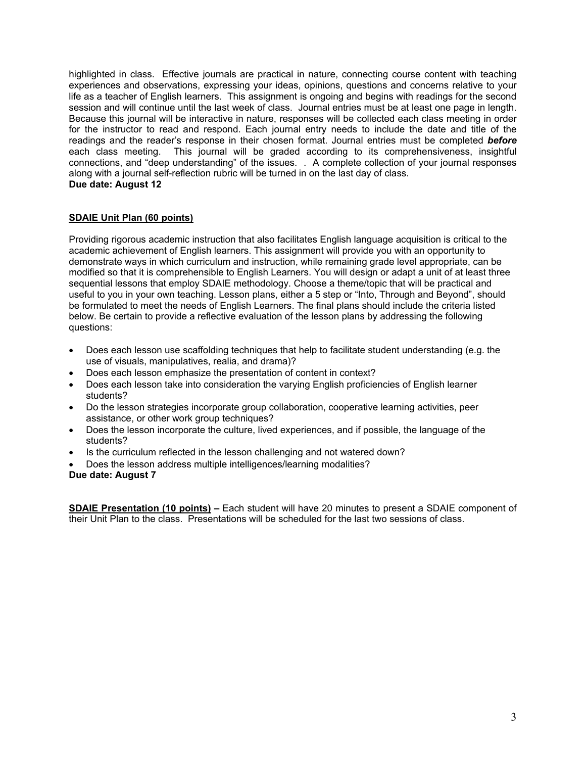highlighted in class. Effective journals are practical in nature, connecting course content with teaching experiences and observations, expressing your ideas, opinions, questions and concerns relative to your life as a teacher of English learners. This assignment is ongoing and begins with readings for the second session and will continue until the last week of class. Journal entries must be at least one page in length. Because this journal will be interactive in nature, responses will be collected each class meeting in order for the instructor to read and respond. Each journal entry needs to include the date and title of the readings and the reader's response in their chosen format. Journal entries must be completed ***before*** each class meeting. This journal will be graded according to its comprehensiveness, insightful connections, and "deep understanding" of the issues. . A complete collection of your journal responses along with a journal self-reflection rubric will be turned in on the last day of class.
**Due date: August 12**

**SDAIE Unit Plan (60 points)**

Providing rigorous academic instruction that also facilitates English language acquisition is critical to the academic achievement of English learners. This assignment will provide you with an opportunity to demonstrate ways in which curriculum and instruction, while remaining grade level appropriate, can be modified so that it is comprehensible to English Learners. You will design or adapt a unit of at least three sequential lessons that employ SDAIE methodology. Choose a theme/topic that will be practical and useful to you in your own teaching. Lesson plans, either a 5 step or "Into, Through and Beyond", should be formulated to meet the needs of English Learners. The final plans should include the criteria listed below. Be certain to provide a reflective evaluation of the lesson plans by addressing the following questions:

- Does each lesson use scaffolding techniques that help to facilitate student understanding (e.g. the use of visuals, manipulatives, realia, and drama)?
- Does each lesson emphasize the presentation of content in context?
- Does each lesson take into consideration the varying English proficiencies of English learner students?
- Do the lesson strategies incorporate group collaboration, cooperative learning activities, peer assistance, or other work group techniques?
- Does the lesson incorporate the culture, lived experiences, and if possible, the language of the students?
- Is the curriculum reflected in the lesson challenging and not watered down?
- Does the lesson address multiple intelligences/learning modalities?

**Due date: August 7**

**SDAIE Presentation (10 points) –** Each student will have 20 minutes to present a SDAIE component of their Unit Plan to the class. Presentations will be scheduled for the last two sessions of class.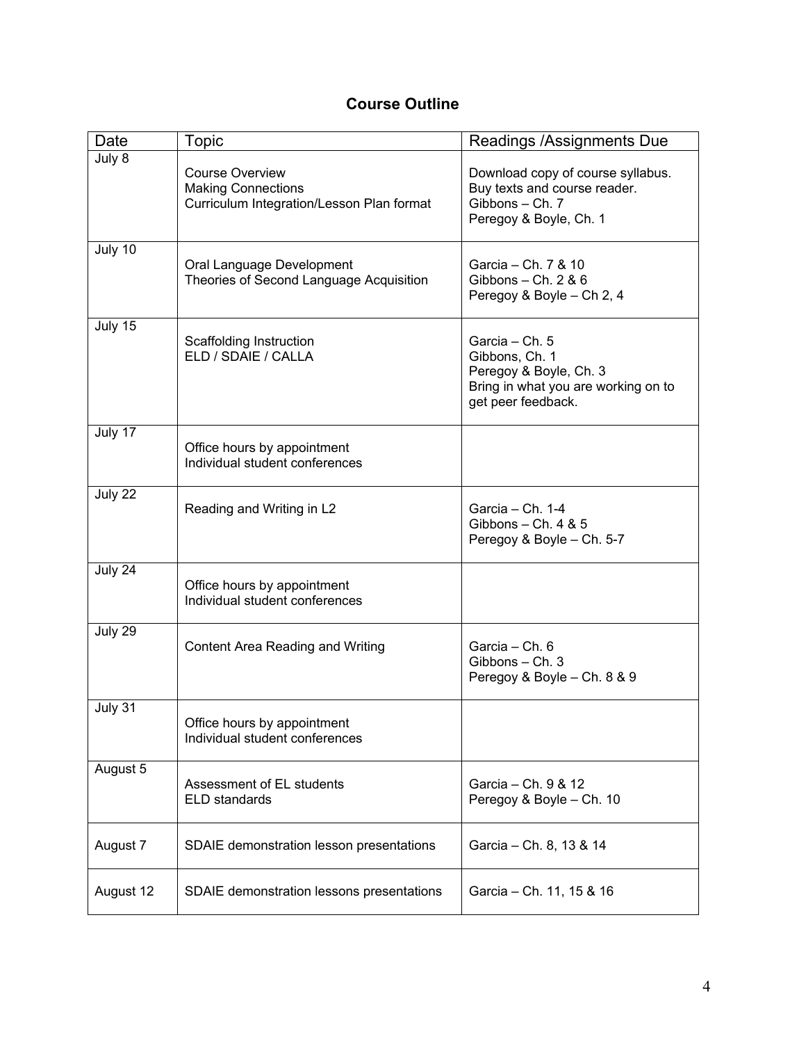## Course Outline

| Date | Topic | Readings /Assignments Due |
|---|---|---|
| July 8 | Course Overview<br>Making Connections<br>Curriculum Integration/Lesson Plan format | Download copy of course syllabus.<br>Buy texts and course reader.<br>Gibbons – Ch. 7<br>Peregoy & Boyle, Ch. 1 |
| July 10 | Oral Language Development<br>Theories of Second Language Acquisition | Garcia – Ch. 7 & 10<br>Gibbons – Ch. 2 & 6<br>Peregoy & Boyle – Ch 2, 4 |
| July 15 | Scaffolding Instruction<br>ELD / SDAIE / CALLA | Garcia – Ch. 5<br>Gibbons, Ch. 1<br>Peregoy & Boyle, Ch. 3<br>Bring in what you are working on to get peer feedback. |
| July 17 | Office hours by appointment<br>Individual student conferences | |
| July 22 | Reading and Writing in L2 | Garcia – Ch. 1-4<br>Gibbons – Ch. 4 & 5<br>Peregoy & Boyle – Ch. 5-7 |
| July 24 | Office hours by appointment<br>Individual student conferences | |
| July 29 | Content Area Reading and Writing | Garcia – Ch. 6<br>Gibbons – Ch. 3<br>Peregoy & Boyle – Ch. 8 & 9 |
| July 31 | Office hours by appointment<br>Individual student conferences | |
| August 5 | Assessment of EL students<br>ELD standards | Garcia – Ch. 9 & 12<br>Peregoy & Boyle – Ch. 10 |
| August 7 | SDAIE demonstration lesson presentations | Garcia – Ch. 8, 13 & 14 |
| August 12 | SDAIE demonstration lessons presentations | Garcia – Ch. 11, 15 & 16 |